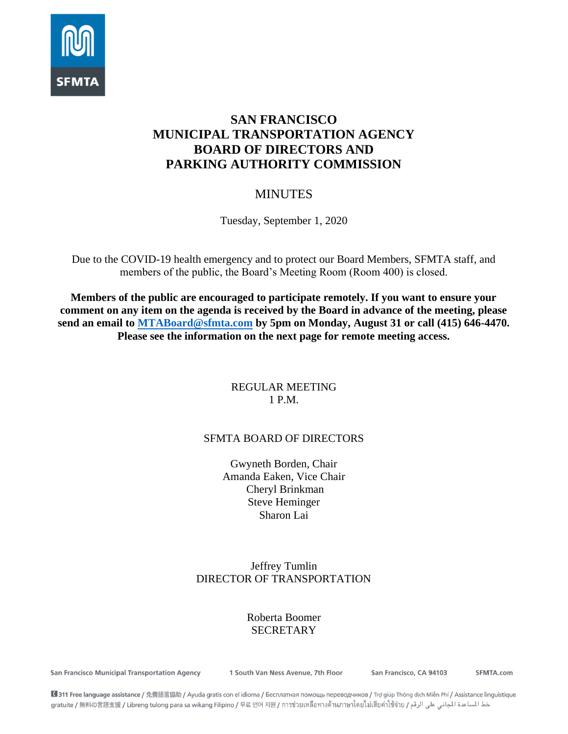# SAN FRANCISCO MUNICIPAL TRANSPORTATION AGENCY BOARD OF DIRECTORS AND PARKING AUTHORITY COMMISSION

## MINUTES

Tuesday, September 1, 2020

Due to the COVID-19 health emergency and to protect our Board Members, SFMTA staff, and members of the public, the Board's Meeting Room (Room 400) is closed.

**Members of the public are encouraged to participate remotely. If you want to ensure your comment on any item on the agenda is received by the Board in advance of the meeting, please send an email to [MTABoard@sfmta.com](mailto:MTABoard@sfmta.com) by 5pm on Monday, August 31 or call (415) 646-4470. Please see the information on the next page for remote meeting access.**

REGULAR MEETING
1 P.M.

SFMTA BOARD OF DIRECTORS

Gwyneth Borden, Chair
Amanda Eaken, Vice Chair
Cheryl Brinkman
Steve Heminger
Sharon Lai

Jeffrey Tumlin
DIRECTOR OF TRANSPORTATION

Roberta Boomer
SECRETARY

San Francisco Municipal Transportation Agency | 1 South Van Ness Avenue, 7th Floor | San Francisco, CA 94103 | SFMTA.com

311 Free language assistance / 免費語言協助 / Ayuda gratis con el idioma / Бесплатная помощь переводчиков / Trợ giúp Thông dịch Miễn Phí / Assistance linguistique gratuite / 無料の言語支援 / Libreng tulong para sa wikang Filipino / 무료 언어 지원 / การช่วยเหลือทางด้านภาษาโดยไม่เสียค่าใช้จ่าย / خط المساعدة المجاني على الرقم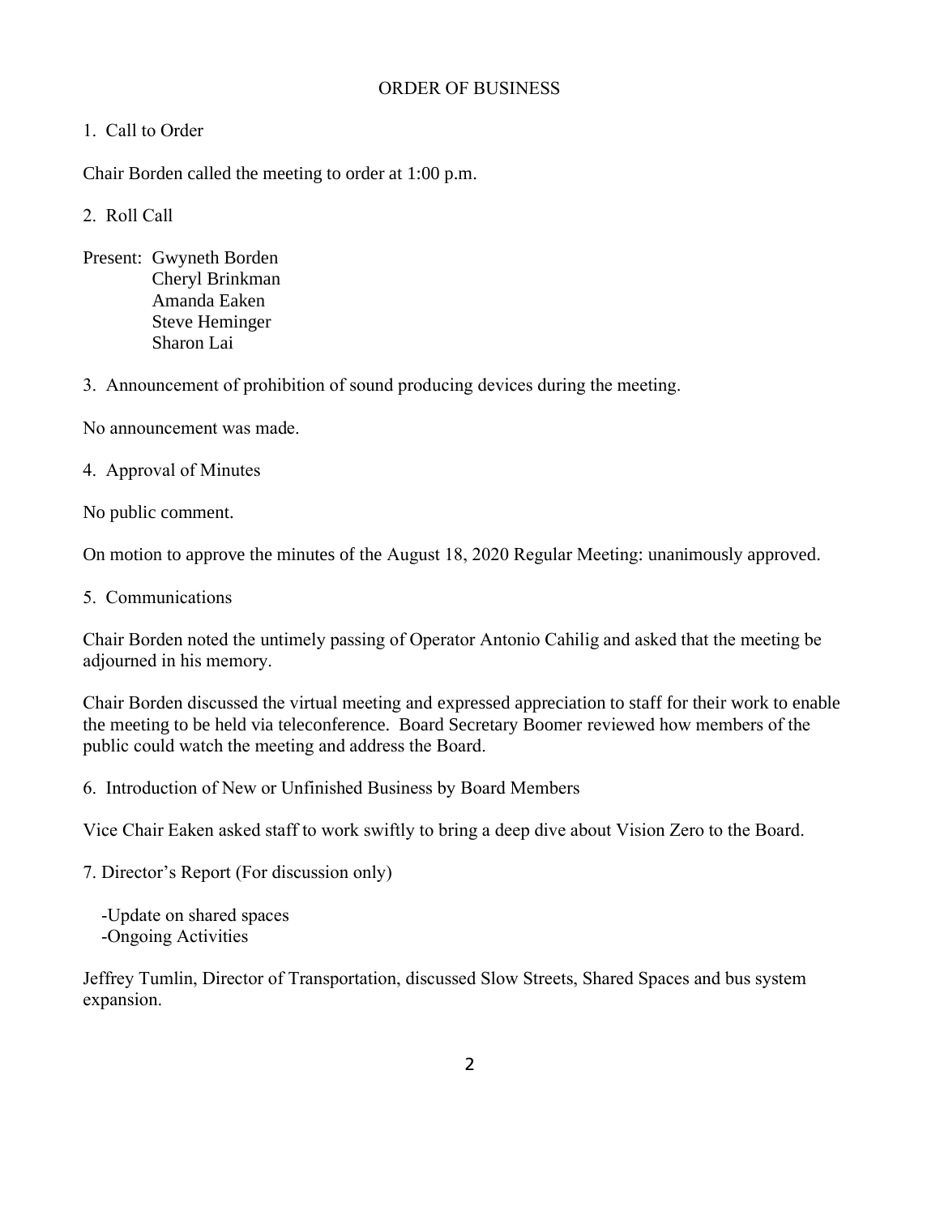## ORDER OF BUSINESS

1. Call to Order

Chair Borden called the meeting to order at 1:00 p.m.

2. Roll Call

Present: Gwyneth Borden
Cheryl Brinkman
Amanda Eaken
Steve Heminger
Sharon Lai

3. Announcement of prohibition of sound producing devices during the meeting.

No announcement was made.

4. Approval of Minutes

No public comment.

On motion to approve the minutes of the August 18, 2020 Regular Meeting: unanimously approved.

5. Communications

Chair Borden noted the untimely passing of Operator Antonio Cahilig and asked that the meeting be adjourned in his memory.

Chair Borden discussed the virtual meeting and expressed appreciation to staff for their work to enable the meeting to be held via teleconference. Board Secretary Boomer reviewed how members of the public could watch the meeting and address the Board.

6. Introduction of New or Unfinished Business by Board Members

Vice Chair Eaken asked staff to work swiftly to bring a deep dive about Vision Zero to the Board.

7. Director's Report (For discussion only)

-Update on shared spaces
-Ongoing Activities

Jeffrey Tumlin, Director of Transportation, discussed Slow Streets, Shared Spaces and bus system expansion.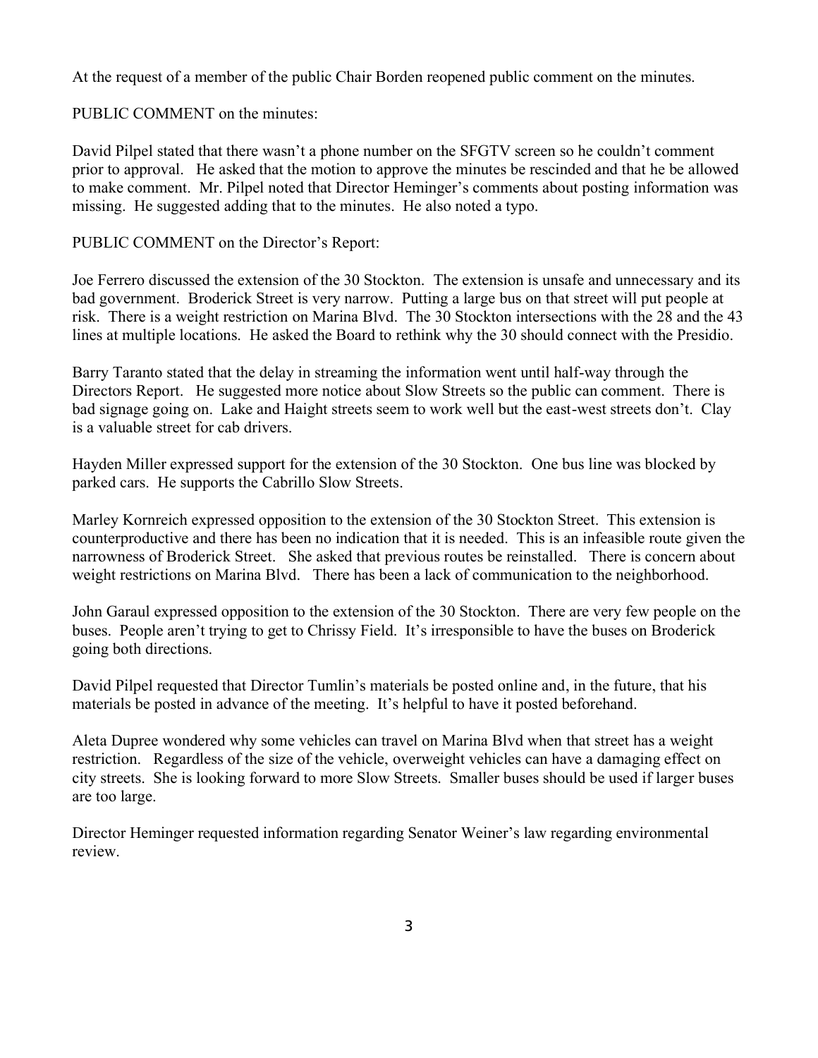At the request of a member of the public Chair Borden reopened public comment on the minutes.

PUBLIC COMMENT on the minutes:

David Pilpel stated that there wasn't a phone number on the SFGTV screen so he couldn't comment prior to approval. He asked that the motion to approve the minutes be rescinded and that he be allowed to make comment. Mr. Pilpel noted that Director Heminger's comments about posting information was missing. He suggested adding that to the minutes. He also noted a typo.

PUBLIC COMMENT on the Director's Report:

Joe Ferrero discussed the extension of the 30 Stockton. The extension is unsafe and unnecessary and its bad government. Broderick Street is very narrow. Putting a large bus on that street will put people at risk. There is a weight restriction on Marina Blvd. The 30 Stockton intersections with the 28 and the 43 lines at multiple locations. He asked the Board to rethink why the 30 should connect with the Presidio.

Barry Taranto stated that the delay in streaming the information went until half-way through the Directors Report. He suggested more notice about Slow Streets so the public can comment. There is bad signage going on. Lake and Haight streets seem to work well but the east-west streets don't. Clay is a valuable street for cab drivers.

Hayden Miller expressed support for the extension of the 30 Stockton. One bus line was blocked by parked cars. He supports the Cabrillo Slow Streets.

Marley Kornreich expressed opposition to the extension of the 30 Stockton Street. This extension is counterproductive and there has been no indication that it is needed. This is an infeasible route given the narrowness of Broderick Street. She asked that previous routes be reinstalled. There is concern about weight restrictions on Marina Blvd. There has been a lack of communication to the neighborhood.

John Garaul expressed opposition to the extension of the 30 Stockton. There are very few people on the buses. People aren't trying to get to Chrissy Field. It's irresponsible to have the buses on Broderick going both directions.

David Pilpel requested that Director Tumlin's materials be posted online and, in the future, that his materials be posted in advance of the meeting. It's helpful to have it posted beforehand.

Aleta Dupree wondered why some vehicles can travel on Marina Blvd when that street has a weight restriction. Regardless of the size of the vehicle, overweight vehicles can have a damaging effect on city streets. She is looking forward to more Slow Streets. Smaller buses should be used if larger buses are too large.

Director Heminger requested information regarding Senator Weiner's law regarding environmental review.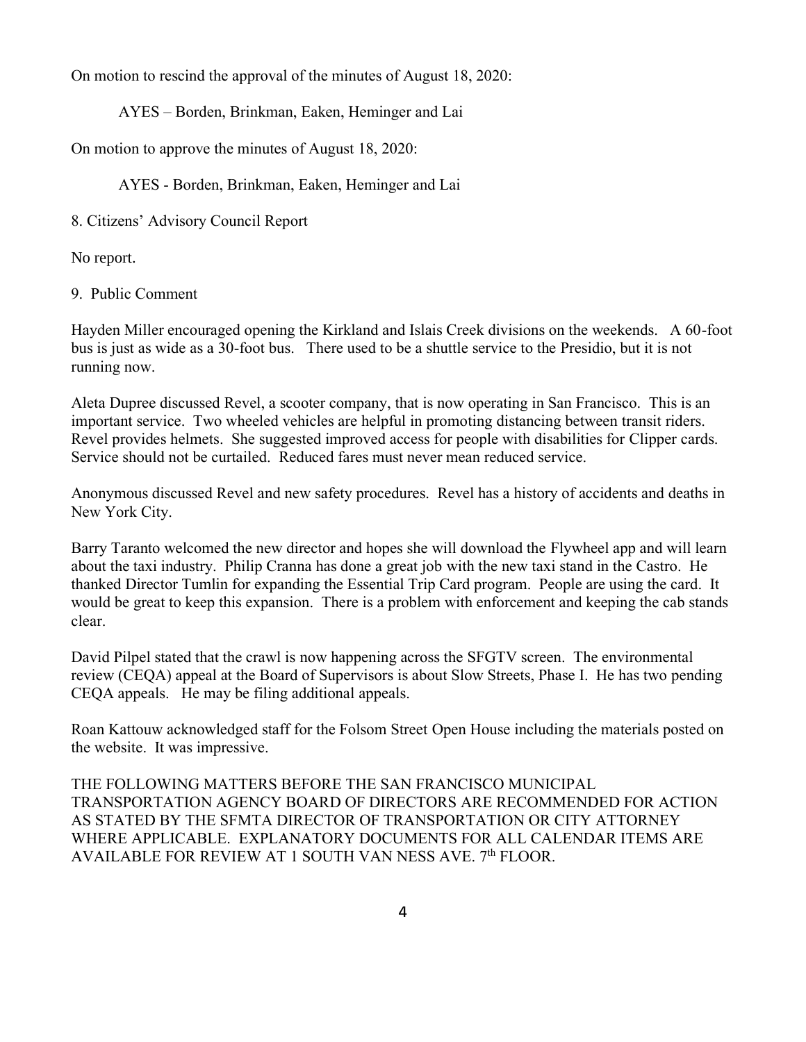On motion to rescind the approval of the minutes of August 18, 2020:

AYES – Borden, Brinkman, Eaken, Heminger and Lai

On motion to approve the minutes of August 18, 2020:

AYES - Borden, Brinkman, Eaken, Heminger and Lai

8. Citizens' Advisory Council Report

No report.

9. Public Comment

Hayden Miller encouraged opening the Kirkland and Islais Creek divisions on the weekends. A 60-foot bus is just as wide as a 30-foot bus. There used to be a shuttle service to the Presidio, but it is not running now.

Aleta Dupree discussed Revel, a scooter company, that is now operating in San Francisco. This is an important service. Two wheeled vehicles are helpful in promoting distancing between transit riders. Revel provides helmets. She suggested improved access for people with disabilities for Clipper cards. Service should not be curtailed. Reduced fares must never mean reduced service.

Anonymous discussed Revel and new safety procedures. Revel has a history of accidents and deaths in New York City.

Barry Taranto welcomed the new director and hopes she will download the Flywheel app and will learn about the taxi industry. Philip Cranna has done a great job with the new taxi stand in the Castro. He thanked Director Tumlin for expanding the Essential Trip Card program. People are using the card. It would be great to keep this expansion. There is a problem with enforcement and keeping the cab stands clear.

David Pilpel stated that the crawl is now happening across the SFGTV screen. The environmental review (CEQA) appeal at the Board of Supervisors is about Slow Streets, Phase I. He has two pending CEQA appeals. He may be filing additional appeals.

Roan Kattouw acknowledged staff for the Folsom Street Open House including the materials posted on the website. It was impressive.

THE FOLLOWING MATTERS BEFORE THE SAN FRANCISCO MUNICIPAL TRANSPORTATION AGENCY BOARD OF DIRECTORS ARE RECOMMENDED FOR ACTION AS STATED BY THE SFMTA DIRECTOR OF TRANSPORTATION OR CITY ATTORNEY WHERE APPLICABLE. EXPLANATORY DOCUMENTS FOR ALL CALENDAR ITEMS ARE AVAILABLE FOR REVIEW AT 1 SOUTH VAN NESS AVE. 7th FLOOR.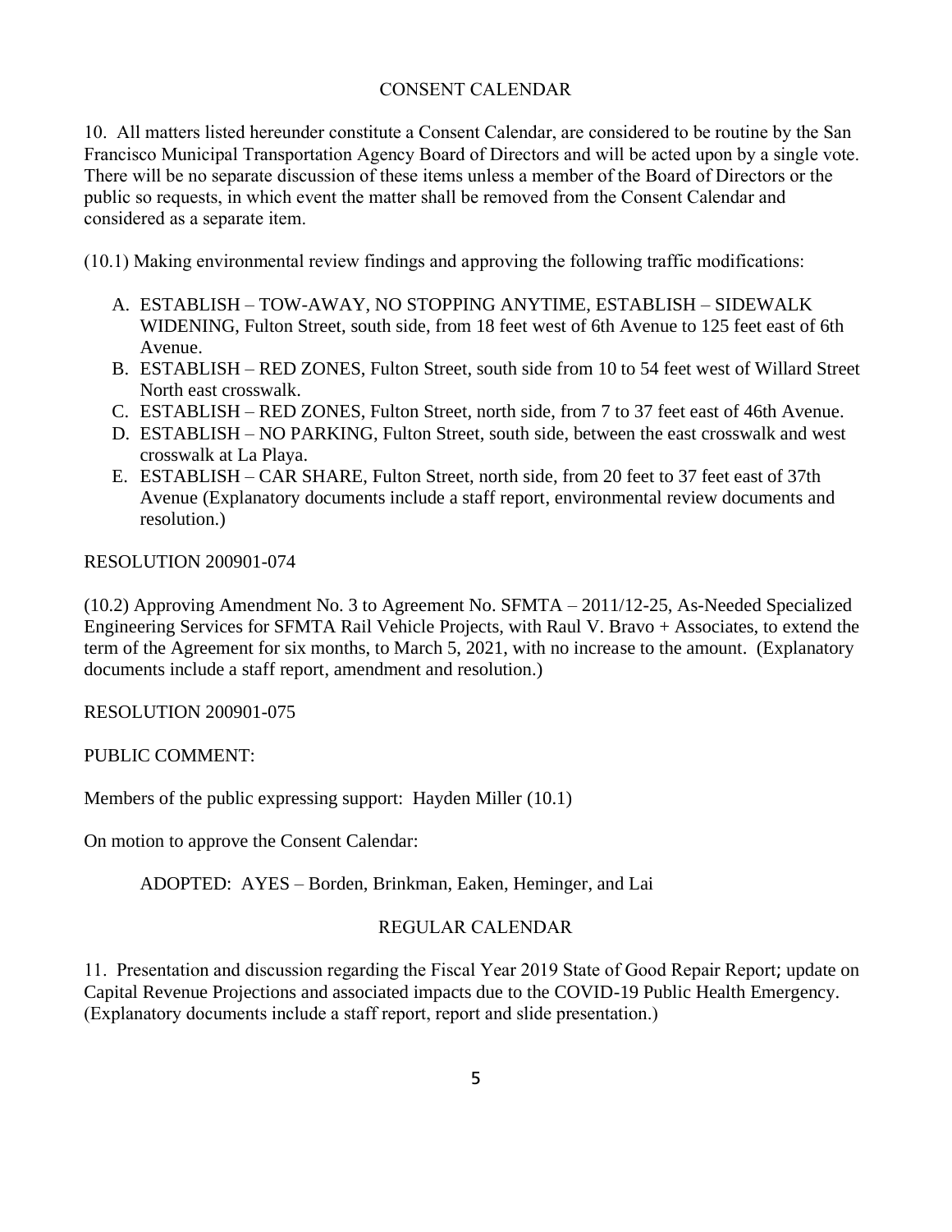## CONSENT CALENDAR

10. All matters listed hereunder constitute a Consent Calendar, are considered to be routine by the San Francisco Municipal Transportation Agency Board of Directors and will be acted upon by a single vote. There will be no separate discussion of these items unless a member of the Board of Directors or the public so requests, in which event the matter shall be removed from the Consent Calendar and considered as a separate item.

(10.1) Making environmental review findings and approving the following traffic modifications:

A. ESTABLISH – TOW-AWAY, NO STOPPING ANYTIME, ESTABLISH – SIDEWALK WIDENING, Fulton Street, south side, from 18 feet west of 6th Avenue to 125 feet east of 6th Avenue.
B. ESTABLISH – RED ZONES, Fulton Street, south side from 10 to 54 feet west of Willard Street North east crosswalk.
C. ESTABLISH – RED ZONES, Fulton Street, north side, from 7 to 37 feet east of 46th Avenue.
D. ESTABLISH – NO PARKING, Fulton Street, south side, between the east crosswalk and west crosswalk at La Playa.
E. ESTABLISH – CAR SHARE, Fulton Street, north side, from 20 feet to 37 feet east of 37th Avenue (Explanatory documents include a staff report, environmental review documents and resolution.)

RESOLUTION 200901-074

(10.2) Approving Amendment No. 3 to Agreement No. SFMTA – 2011/12-25, As-Needed Specialized Engineering Services for SFMTA Rail Vehicle Projects, with Raul V. Bravo + Associates, to extend the term of the Agreement for six months, to March 5, 2021, with no increase to the amount. (Explanatory documents include a staff report, amendment and resolution.)

RESOLUTION 200901-075

PUBLIC COMMENT:

Members of the public expressing support: Hayden Miller (10.1)

On motion to approve the Consent Calendar:

ADOPTED: AYES – Borden, Brinkman, Eaken, Heminger, and Lai

## REGULAR CALENDAR

11. Presentation and discussion regarding the Fiscal Year 2019 State of Good Repair Report; update on Capital Revenue Projections and associated impacts due to the COVID-19 Public Health Emergency. (Explanatory documents include a staff report, report and slide presentation.)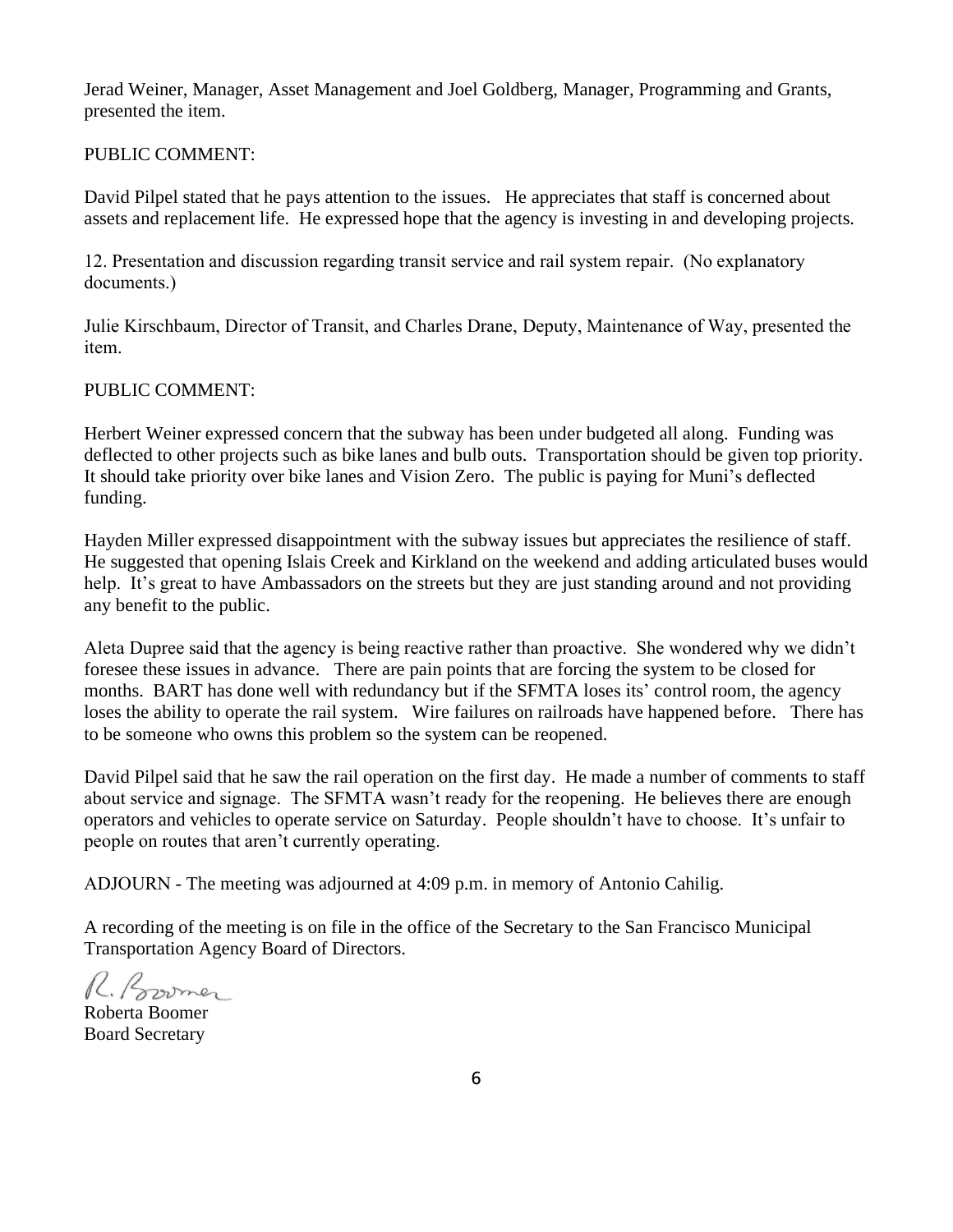Jerad Weiner, Manager, Asset Management and Joel Goldberg, Manager, Programming and Grants, presented the item.

PUBLIC COMMENT:

David Pilpel stated that he pays attention to the issues. He appreciates that staff is concerned about assets and replacement life. He expressed hope that the agency is investing in and developing projects.

12. Presentation and discussion regarding transit service and rail system repair. (No explanatory documents.)

Julie Kirschbaum, Director of Transit, and Charles Drane, Deputy, Maintenance of Way, presented the item.

PUBLIC COMMENT:

Herbert Weiner expressed concern that the subway has been under budgeted all along. Funding was deflected to other projects such as bike lanes and bulb outs. Transportation should be given top priority. It should take priority over bike lanes and Vision Zero. The public is paying for Muni's deflected funding.

Hayden Miller expressed disappointment with the subway issues but appreciates the resilience of staff. He suggested that opening Islais Creek and Kirkland on the weekend and adding articulated buses would help. It's great to have Ambassadors on the streets but they are just standing around and not providing any benefit to the public.

Aleta Dupree said that the agency is being reactive rather than proactive. She wondered why we didn't foresee these issues in advance. There are pain points that are forcing the system to be closed for months. BART has done well with redundancy but if the SFMTA loses its' control room, the agency loses the ability to operate the rail system. Wire failures on railroads have happened before. There has to be someone who owns this problem so the system can be reopened.

David Pilpel said that he saw the rail operation on the first day. He made a number of comments to staff about service and signage. The SFMTA wasn't ready for the reopening. He believes there are enough operators and vehicles to operate service on Saturday. People shouldn't have to choose. It's unfair to people on routes that aren't currently operating.

ADJOURN - The meeting was adjourned at 4:09 p.m. in memory of Antonio Cahilig.

A recording of the meeting is on file in the office of the Secretary to the San Francisco Municipal Transportation Agency Board of Directors.

R. Boomer

Roberta Boomer
Board Secretary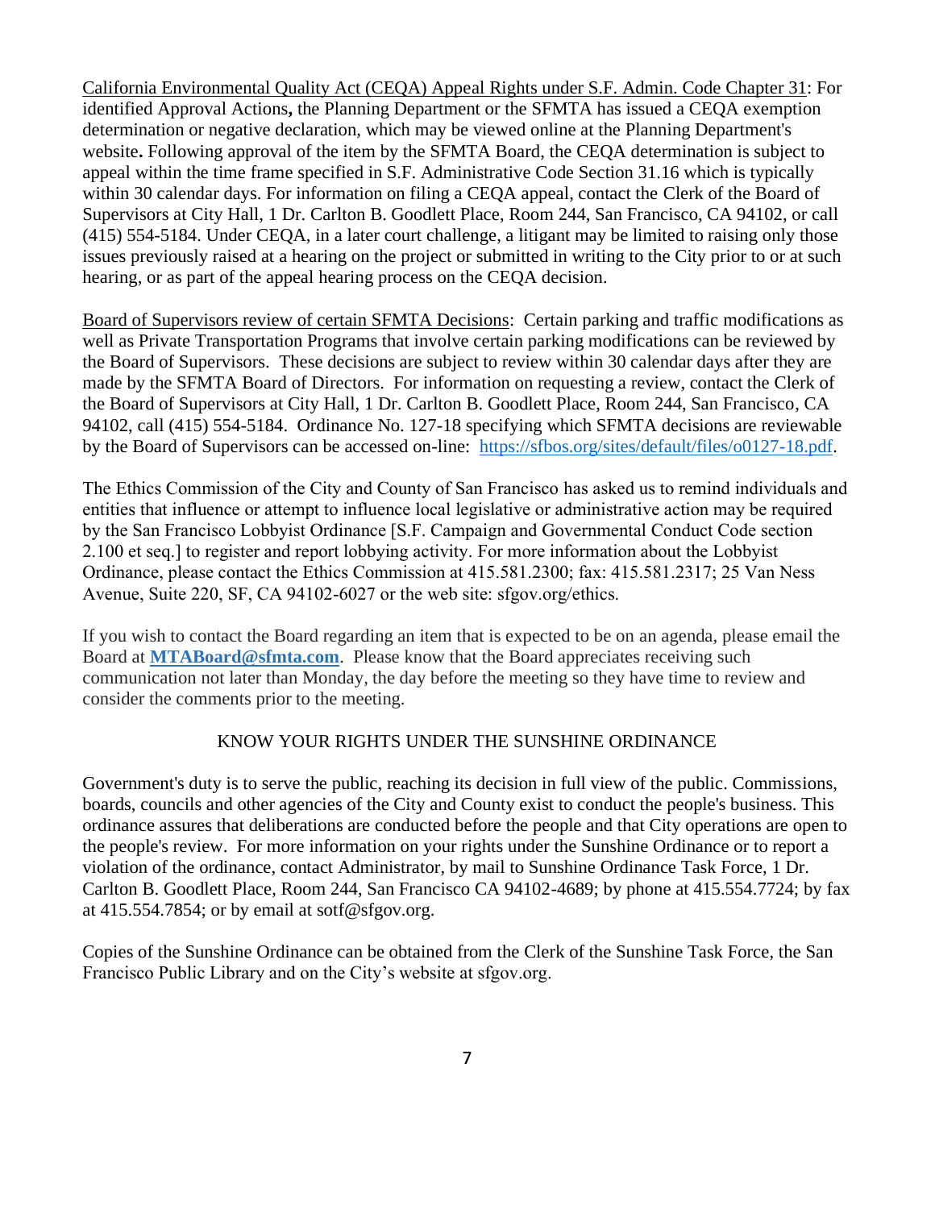California Environmental Quality Act (CEQA) Appeal Rights under S.F. Admin. Code Chapter 31: For identified Approval Actions**,** the Planning Department or the SFMTA has issued a CEQA exemption determination or negative declaration, which may be viewed online at the Planning Department's website**.** Following approval of the item by the SFMTA Board, the CEQA determination is subject to appeal within the time frame specified in S.F. Administrative Code Section 31.16 which is typically within 30 calendar days. For information on filing a CEQA appeal, contact the Clerk of the Board of Supervisors at City Hall, 1 Dr. Carlton B. Goodlett Place, Room 244, San Francisco, CA 94102, or call (415) 554-5184. Under CEQA, in a later court challenge, a litigant may be limited to raising only those issues previously raised at a hearing on the project or submitted in writing to the City prior to or at such hearing, or as part of the appeal hearing process on the CEQA decision.

Board of Supervisors review of certain SFMTA Decisions: Certain parking and traffic modifications as well as Private Transportation Programs that involve certain parking modifications can be reviewed by the Board of Supervisors. These decisions are subject to review within 30 calendar days after they are made by the SFMTA Board of Directors. For information on requesting a review, contact the Clerk of the Board of Supervisors at City Hall, 1 Dr. Carlton B. Goodlett Place, Room 244, San Francisco, CA 94102, call (415) 554-5184. Ordinance No. 127-18 specifying which SFMTA decisions are reviewable by the Board of Supervisors can be accessed on-line: https://sfbos.org/sites/default/files/o0127-18.pdf.

The Ethics Commission of the City and County of San Francisco has asked us to remind individuals and entities that influence or attempt to influence local legislative or administrative action may be required by the San Francisco Lobbyist Ordinance [S.F. Campaign and Governmental Conduct Code section 2.100 et seq.] to register and report lobbying activity. For more information about the Lobbyist Ordinance, please contact the Ethics Commission at 415.581.2300; fax: 415.581.2317; 25 Van Ness Avenue, Suite 220, SF, CA 94102-6027 or the web site: sfgov.org/ethics.

If you wish to contact the Board regarding an item that is expected to be on an agenda, please email the Board at **MTABoard@sfmta.com**. Please know that the Board appreciates receiving such communication not later than Monday, the day before the meeting so they have time to review and consider the comments prior to the meeting.

## KNOW YOUR RIGHTS UNDER THE SUNSHINE ORDINANCE

Government's duty is to serve the public, reaching its decision in full view of the public. Commissions, boards, councils and other agencies of the City and County exist to conduct the people's business. This ordinance assures that deliberations are conducted before the people and that City operations are open to the people's review. For more information on your rights under the Sunshine Ordinance or to report a violation of the ordinance, contact Administrator, by mail to Sunshine Ordinance Task Force, 1 Dr. Carlton B. Goodlett Place, Room 244, San Francisco CA 94102-4689; by phone at 415.554.7724; by fax at 415.554.7854; or by email at sotf@sfgov.org.

Copies of the Sunshine Ordinance can be obtained from the Clerk of the Sunshine Task Force, the San Francisco Public Library and on the City's website at sfgov.org.